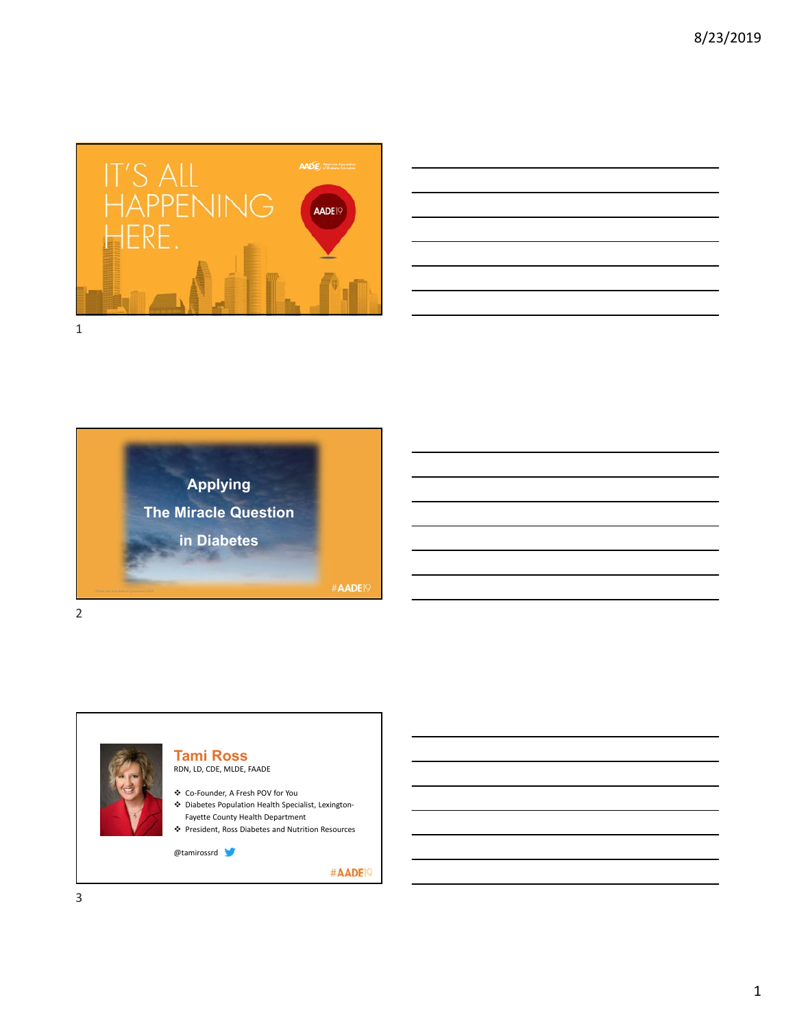IT'S ALL HAPPENING HERE.

AADE19

# Applying The Miracle Question in Diabetes

#AADE19

## Tami Ross

RDN, LD, CDE, MLDE, FAADE

- Co-Founder, A Fresh POV for You
- Diabetes Population Health Specialist, Lexington-Fayette County Health Department
- President, Ross Diabetes and Nutrition Resources

@tamirossrd

#AADE19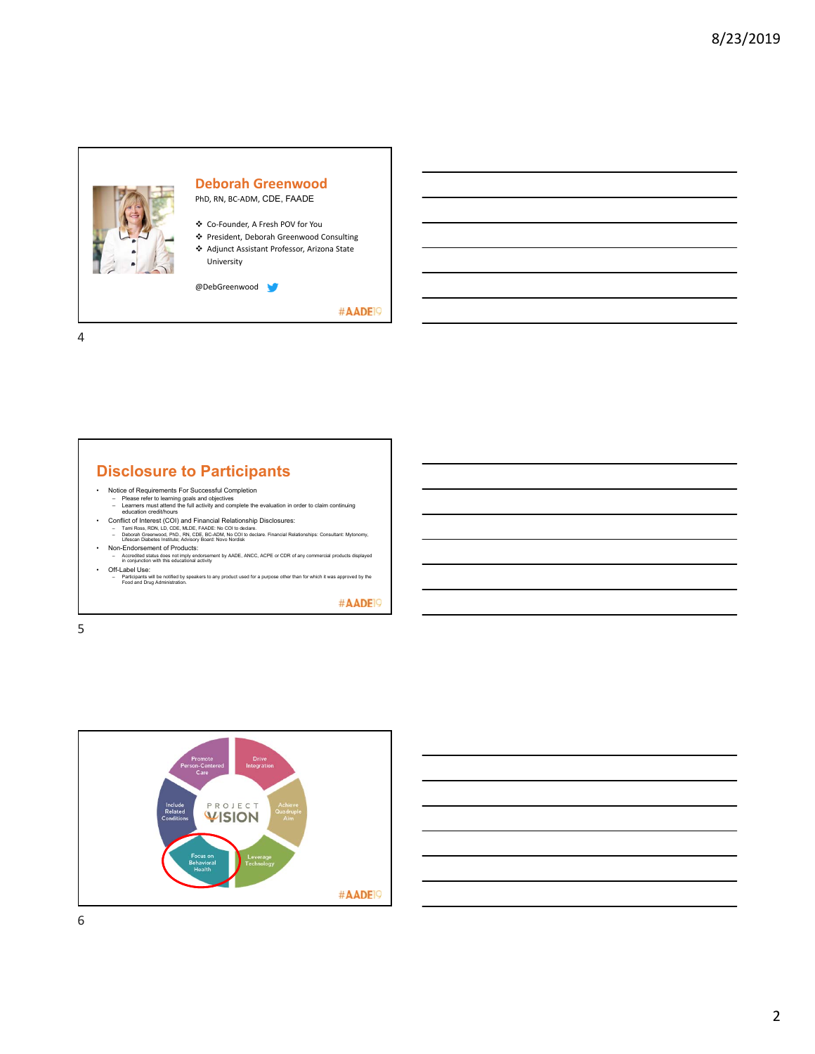## Deborah Greenwood

PhD, RN, BC-ADM, CDE, FAADE

- Co-Founder, A Fresh POV for You
- President, Deborah Greenwood Consulting
- Adjunct Assistant Professor, Arizona State University

@DebGreenwood

#AADE19

## Disclosure to Participants

- Notice of Requirements For Successful Completion
  - Please refer to learning goals and objectives
  - Learners must attend the full activity and complete the evaluation in order to claim continuing education credit/hours
- Conflict of Interest (COI) and Financial Relationship Disclosures:
  - Tami Ross, RDN, LD, CDE, MLDE, FAADE: No COI to declare.
  - Deborah Greenwood, PhD., RN, CDE, BC-ADM, No COI to declare. Financial Relationships: Consultant: Mytonomy, Lifescan Diabetes Institute; Advisory Board: Novo Nordisk
- Non-Endorsement of Products:
  - Accredited status does not imply endorsement by AADE, ANCC, ACPE or CDR of any commercial products displayed in conjunction with this educational activity
- Off-Label Use:
  - Participants will be notified by speakers to any product used for a purpose other than for which it was approved by the Food and Drug Administration.

#AADE19

PROJECT VISION

- Promote Person-Centered Care
- Drive Integration
- Achieve Quadruple Aim
- Leverage Technology
- Focus on Behavioral Health
- Include Related Conditions

#AADE19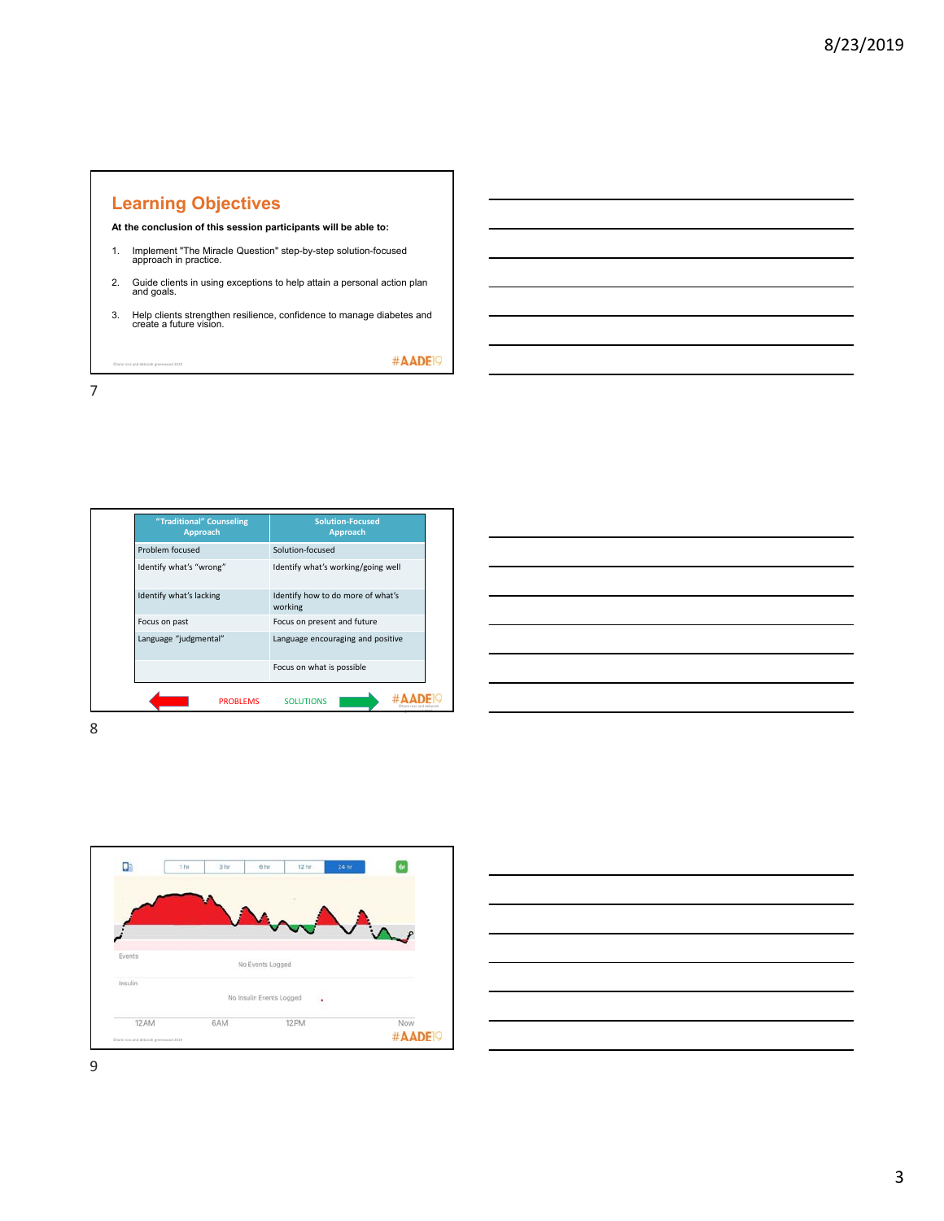## Learning Objectives

**At the conclusion of this session participants will be able to:**

1. Implement "The Miracle Question" step-by-step solution-focused approach in practice.
2. Guide clients in using exceptions to help attain a personal action plan and goals.
3. Help clients strengthen resilience, confidence to manage diabetes and create a future vision.

#AADE19

| "Traditional" Counseling Approach | Solution-Focused Approach |
|---|---|
| Problem focused | Solution-focused |
| Identify what's "wrong" | Identify what's working/going well |
| Identify what's lacking | Identify how to do more of what's working |
| Focus on past | Focus on present and future |
| Language "judgmental" | Language encouraging and positive |
| | Focus on what is possible |

PROBLEMS SOLUTIONS

#AADE19

1 hr 3 hr 6 hr 12 hr 24 hr

Events

No Events Logged

Insulin

No Insulin Events Logged

12AM 6AM 12PM Now

#AADE19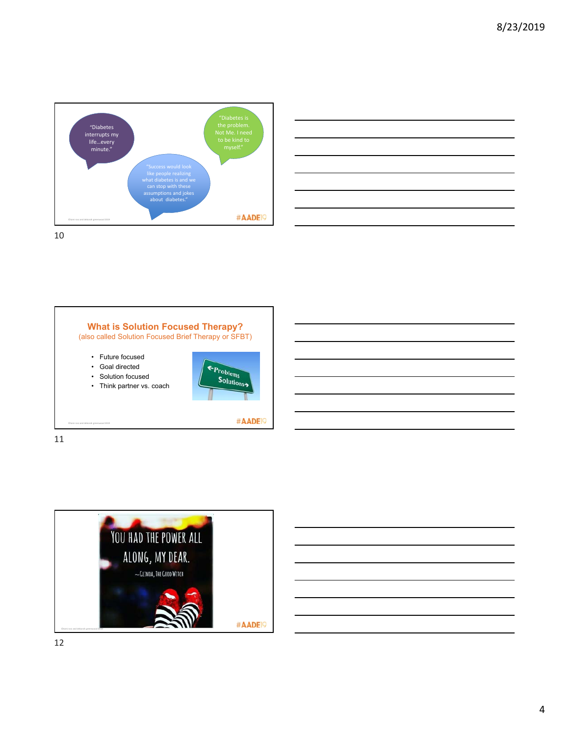"Diabetes interrupts my life…every minute."

"Diabetes is the problem. Not Me. I need to be kind to myself."

"Success would look like people realizing what diabetes is and we can stop with these assumptions and jokes about diabetes."

#AADE19

## What is Solution Focused Therapy?

(also called Solution Focused Brief Therapy or SFBT)

- Future focused
- Goal directed
- Solution focused
- Think partner vs. coach

←Problems Solutions→

#AADE19

YOU HAD THE POWER ALL ALONG, MY DEAR.

~GLINDA, THE GOOD WITCH

#AADE19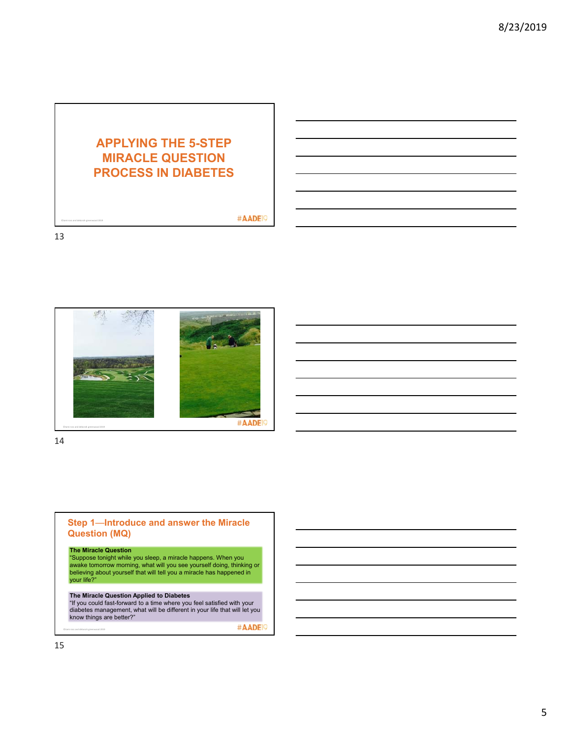## APPLYING THE 5-STEP MIRACLE QUESTION PROCESS IN DIABETES

#AADE19

#AADE19

## Step 1—Introduce and answer the Miracle Question (MQ)

**The Miracle Question**
"Suppose tonight while you sleep, a miracle happens. When you awake tomorrow morning, what will you see yourself doing, thinking or believing about yourself that will tell you a miracle has happened in your life?"

**The Miracle Question Applied to Diabetes**
"If you could fast-forward to a time where you feel satisfied with your diabetes management, what will be different in your life that will let you know things are better?"

#AADE19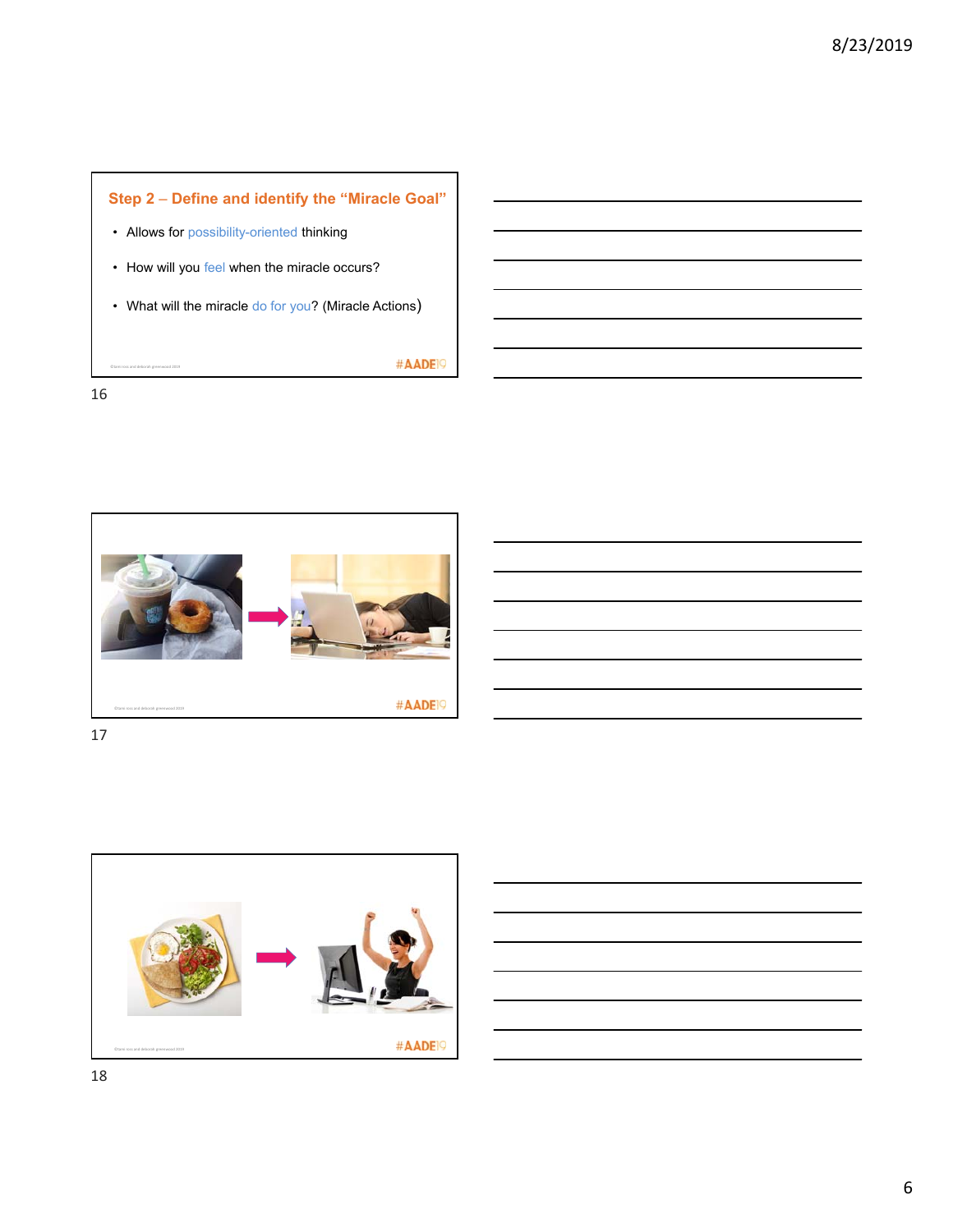## Step 2 – Define and identify the "Miracle Goal"

- Allows for possibility-oriented thinking
- How will you feel when the miracle occurs?
- What will the miracle do for you? (Miracle Actions)

#AADE19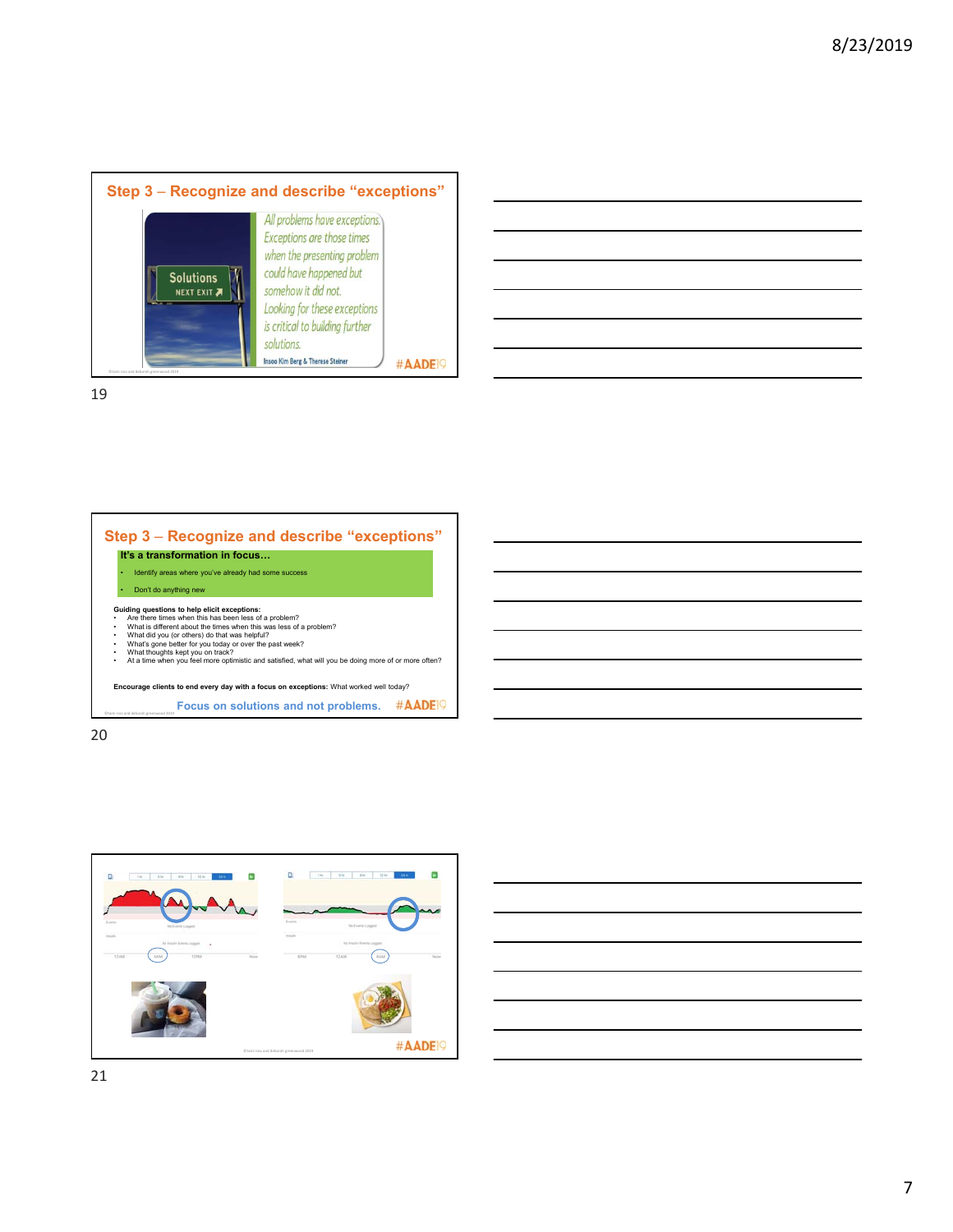## Step 3 – Recognize and describe "exceptions"

*All problems have exceptions. Exceptions are those times when the presenting problem could have happened but somehow it did not. Looking for these exceptions is critical to building further solutions.*

Insoo Kim Berg & Therese Steiner

#AADE19

## Step 3 – Recognize and describe "exceptions"

**It's a transformation in focus…**

- Identify areas where you've already had some success
- Don't do anything new

**Guiding questions to help elicit exceptions:**

- Are there times when this has been less of a problem?
- What is different about the times when this was less of a problem?
- What did you (or others) do that was helpful?
- What's gone better for you today or over the past week?
- What thoughts kept you on track?
- At a time when you feel more optimistic and satisfied, what will you be doing more of or more often?

**Encourage clients to end every day with a focus on exceptions:** What worked well today?

Focus on solutions and not problems.

#AADE19

#AADE19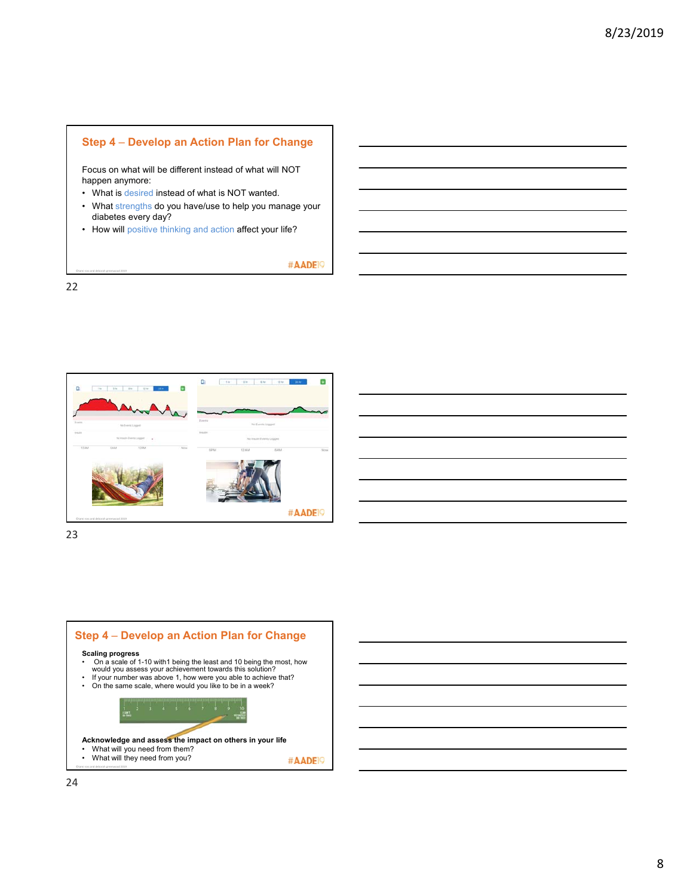## Step 4 – Develop an Action Plan for Change

Focus on what will be different instead of what will NOT happen anymore:

- What is desired instead of what is NOT wanted.
- What strengths do you have/use to help you manage your diabetes every day?
- How will positive thinking and action affect your life?

#AADE19

#AADE19

## Step 4 – Develop an Action Plan for Change

**Scaling progress**

- On a scale of 1-10 with1 being the least and 10 being the most, how would you assess your achievement towards this solution?
- If your number was above 1, how were you able to achieve that?
- On the same scale, where would you like to be in a week?

**Acknowledge and assess the impact on others in your life**

- What will you need from them?
- What will they need from you?

#AADE19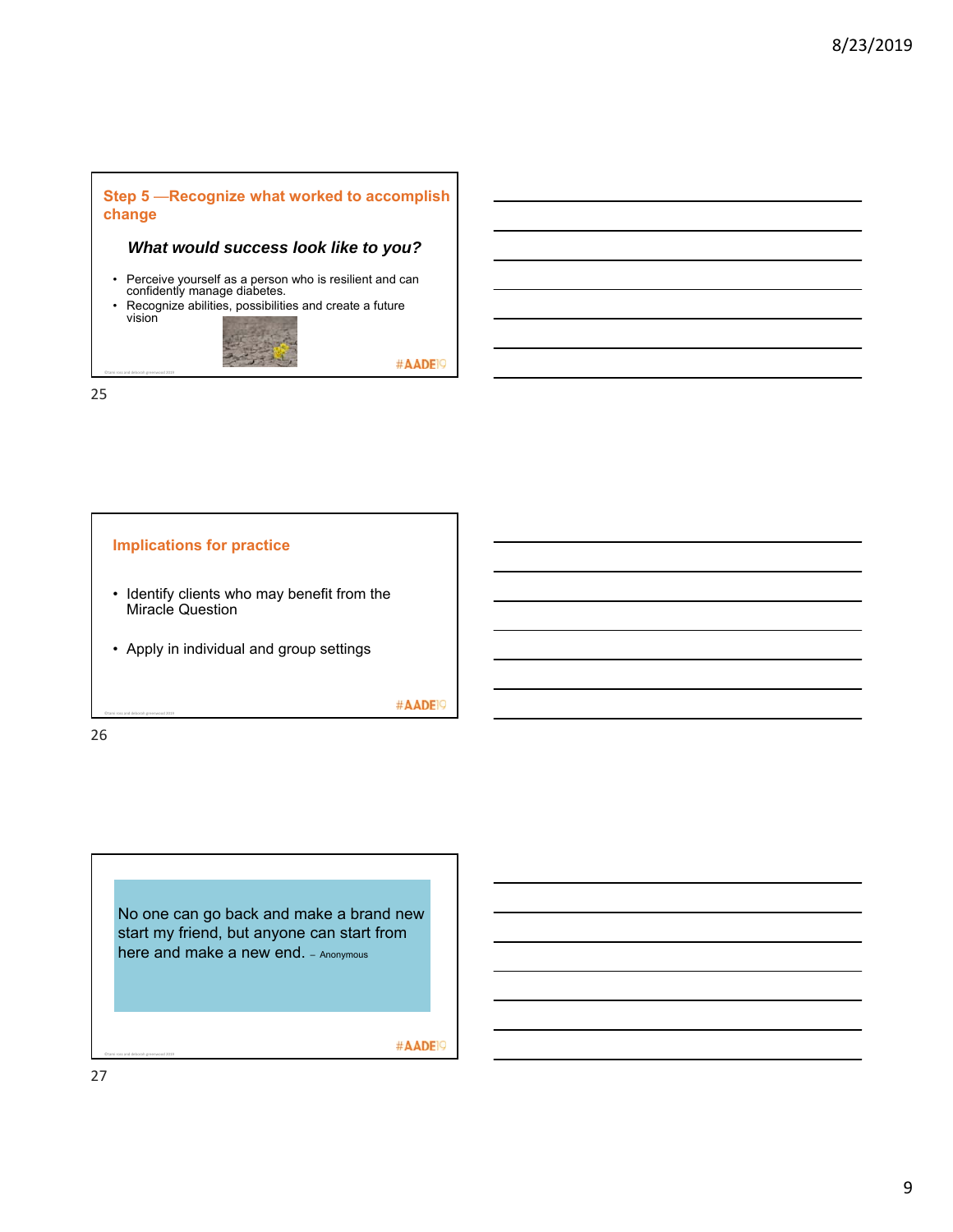## Step 5 —Recognize what worked to accomplish change

***What would success look like to you?***

- Perceive yourself as a person who is resilient and can confidently manage diabetes.
- Recognize abilities, possibilities and create a future vision

#AADE19

## Implications for practice

- Identify clients who may benefit from the Miracle Question
- Apply in individual and group settings

#AADE19

No one can go back and make a brand new start my friend, but anyone can start from here and make a new end. – Anonymous

#AADE19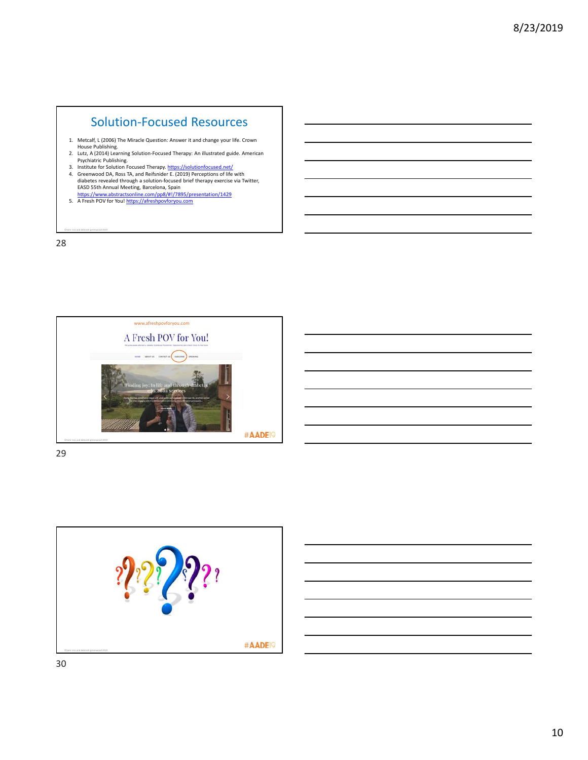## Solution-Focused Resources

1. Metcalf, L (2006) The Miracle Question: Answer it and change your life. Crown House Publishing.
2. Lutz, A (2014) Learning Solution-Focused Therapy: An illustrated guide. American Psychiatric Publishing.
3. Institute for Solution Focused Therapy. https://solutionfocused.net/
4. Greenwood DA, Ross TA, and Reifsnider E. (2019) Perceptions of life with diabetes revealed through a solution-focused brief therapy exercise via Twitter, EASD 55th Annual Meeting, Barcelona, Spain https://www.abstractsonline.com/pp8/#!/7895/presentation/1429
5. A Fresh POV for You! https://afreshpovforyou.com

www.afreshpovforyou.com

A Fresh POV for You!

#AADE19

#AADE19